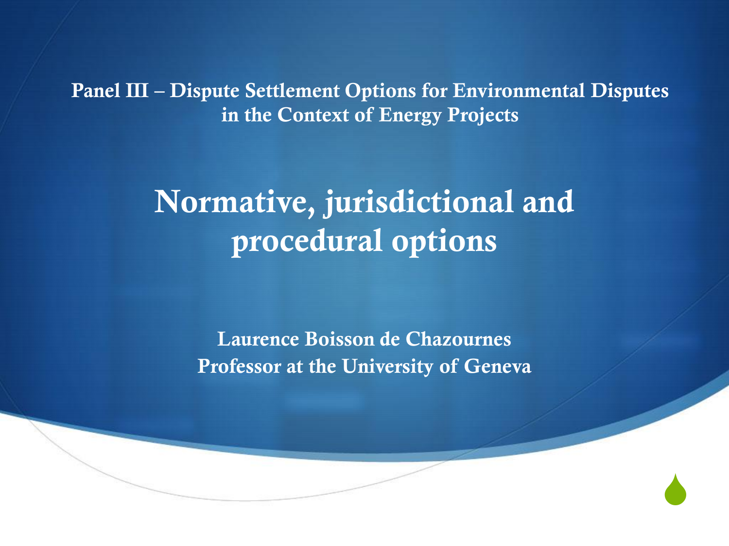**Panel III – Dispute Settlement Options for Environmental Disputes in the Context of Energy Projects**

# Normative, jurisdictional and procedural options

**Laurence Boisson de Chazournes**
**Professor at the University of Geneva**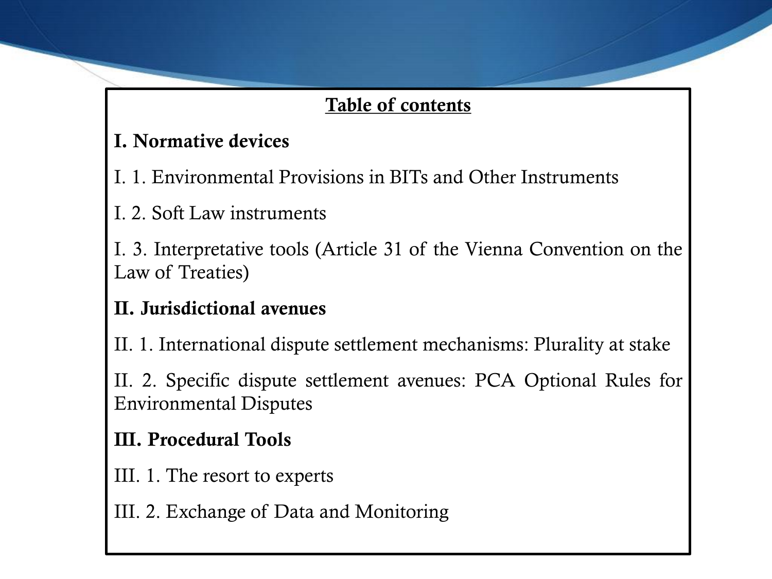## Table of contents

### I. Normative devices

I. 1. Environmental Provisions in BITs and Other Instruments

I. 2. Soft Law instruments

I. 3. Interpretative tools (Article 31 of the Vienna Convention on the Law of Treaties)

### II. Jurisdictional avenues

II. 1. International dispute settlement mechanisms: Plurality at stake

II. 2. Specific dispute settlement avenues: PCA Optional Rules for Environmental Disputes

### III. Procedural Tools

III. 1. The resort to experts

III. 2. Exchange of Data and Monitoring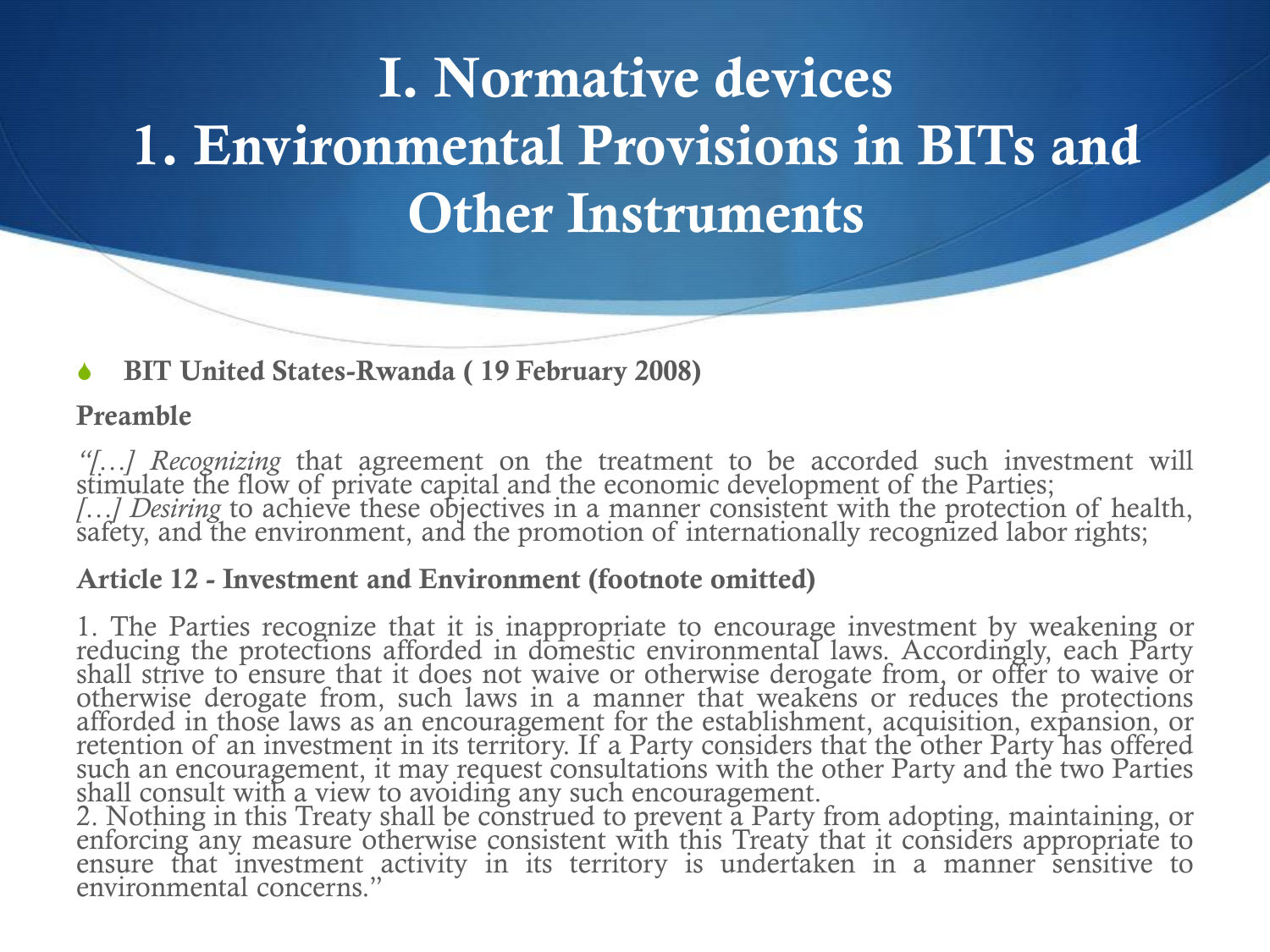# I. Normative devices
# 1. Environmental Provisions in BITs and Other Instruments

- **BIT United States-Rwanda ( 19 February 2008)**

**Preamble**

*"[…] Recognizing* that agreement on the treatment to be accorded such investment will stimulate the flow of private capital and the economic development of the Parties;
*[…] Desiring* to achieve these objectives in a manner consistent with the protection of health, safety, and the environment, and the promotion of internationally recognized labor rights;

**Article 12 - Investment and Environment (footnote omitted)**

1. The Parties recognize that it is inappropriate to encourage investment by weakening or reducing the protections afforded in domestic environmental laws. Accordingly, each Party shall strive to ensure that it does not waive or otherwise derogate from, or offer to waive or otherwise derogate from, such laws in a manner that weakens or reduces the protections afforded in those laws as an encouragement for the establishment, acquisition, expansion, or retention of an investment in its territory. If a Party considers that the other Party has offered such an encouragement, it may request consultations with the other Party and the two Parties shall consult with a view to avoiding any such encouragement.
2. Nothing in this Treaty shall be construed to prevent a Party from adopting, maintaining, or enforcing any measure otherwise consistent with this Treaty that it considers appropriate to ensure that investment activity in its territory is undertaken in a manner sensitive to environmental concerns."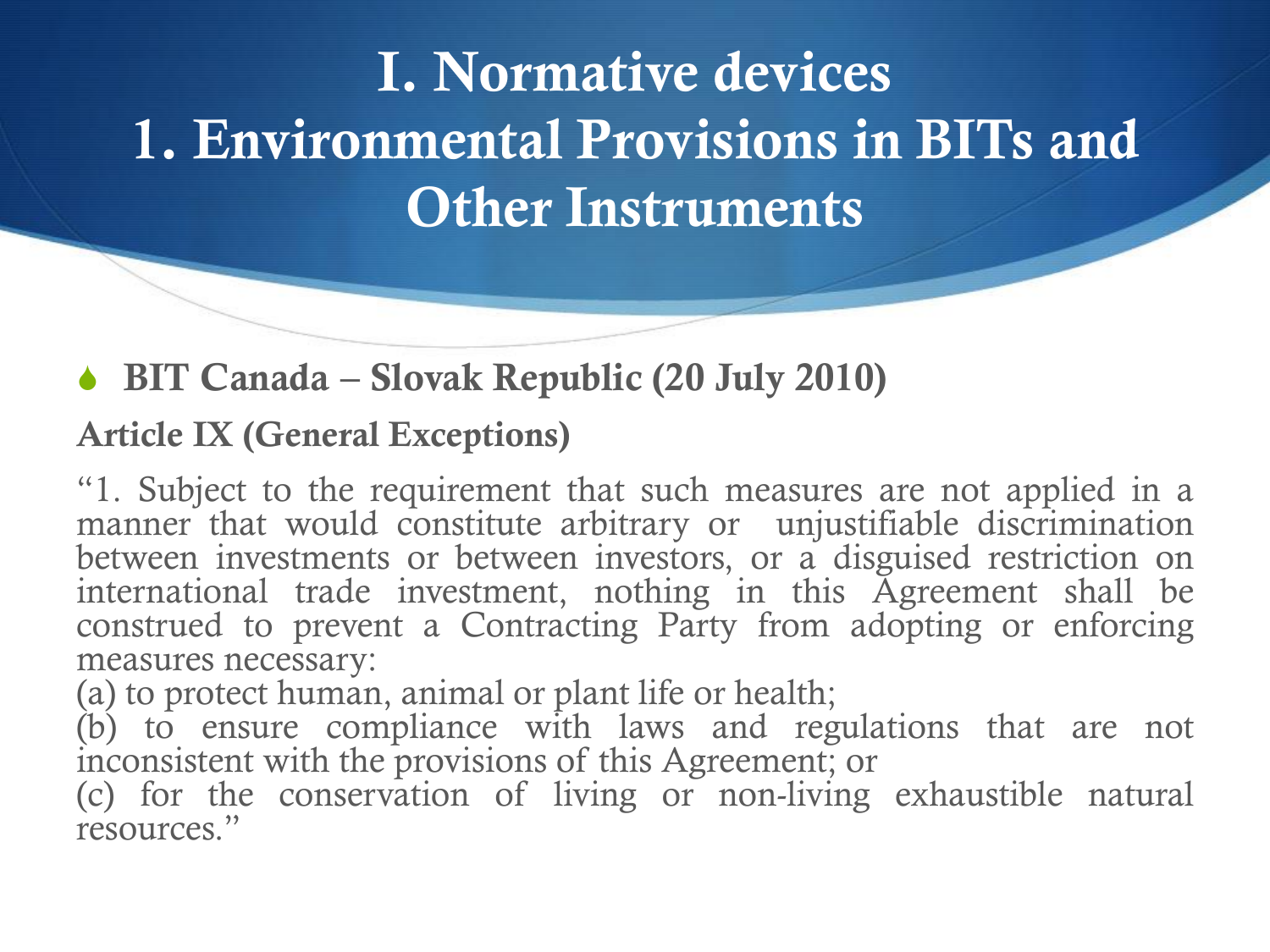# I. Normative devices
# 1. Environmental Provisions in BITs and Other Instruments

- **BIT Canada – Slovak Republic (20 July 2010)**

**Article IX (General Exceptions)**

"1. Subject to the requirement that such measures are not applied in a manner that would constitute arbitrary or unjustifiable discrimination between investments or between investors, or a disguised restriction on international trade investment, nothing in this Agreement shall be construed to prevent a Contracting Party from adopting or enforcing measures necessary:
(a) to protect human, animal or plant life or health;
(b) to ensure compliance with laws and regulations that are not inconsistent with the provisions of this Agreement; or
(c) for the conservation of living or non-living exhaustible natural resources."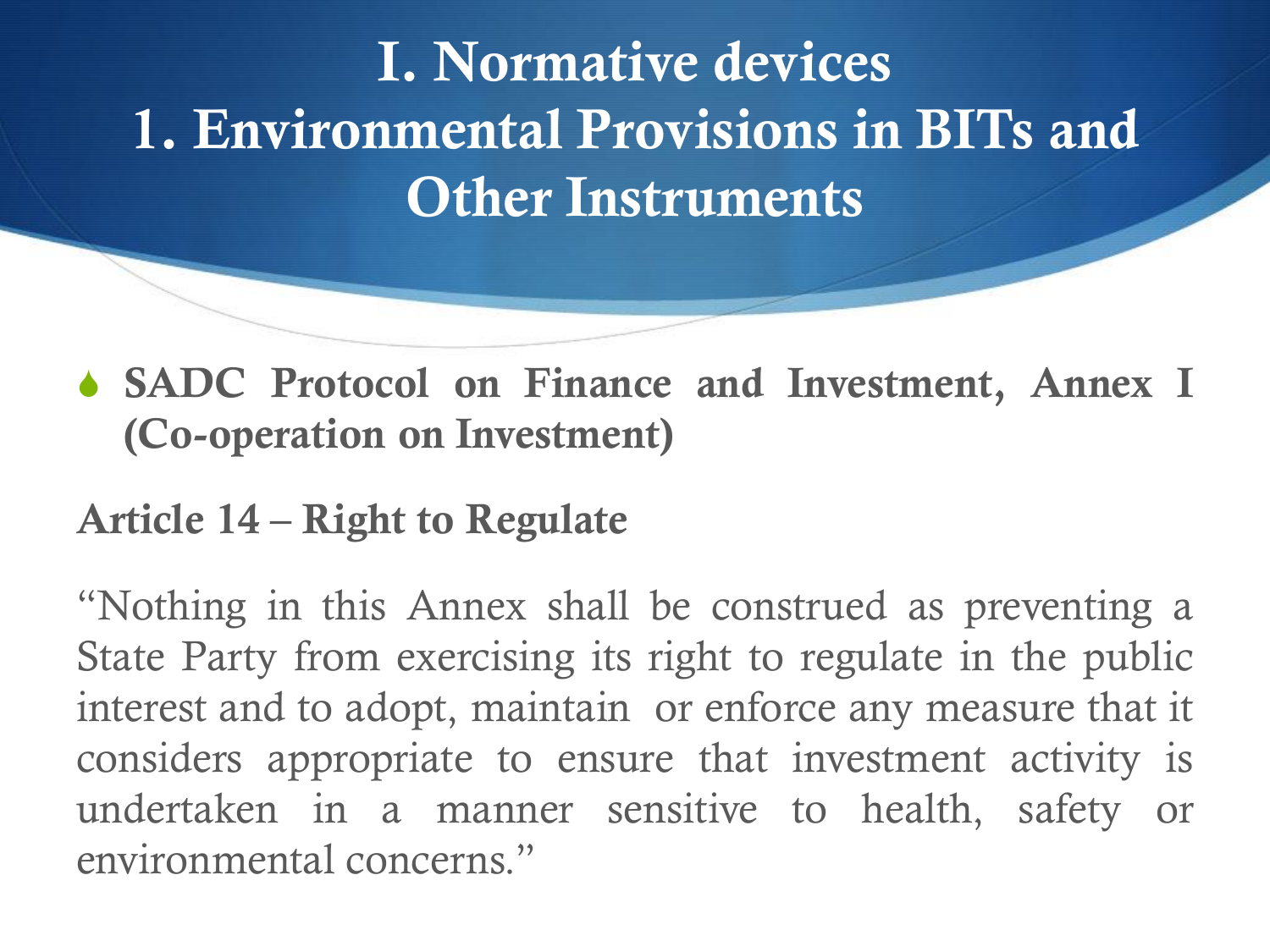# I. Normative devices
# 1. Environmental Provisions in BITs and Other Instruments

- **SADC Protocol on Finance and Investment, Annex I (Co-operation on Investment)**

**Article 14 – Right to Regulate**

"Nothing in this Annex shall be construed as preventing a State Party from exercising its right to regulate in the public interest and to adopt, maintain or enforce any measure that it considers appropriate to ensure that investment activity is undertaken in a manner sensitive to health, safety or environmental concerns."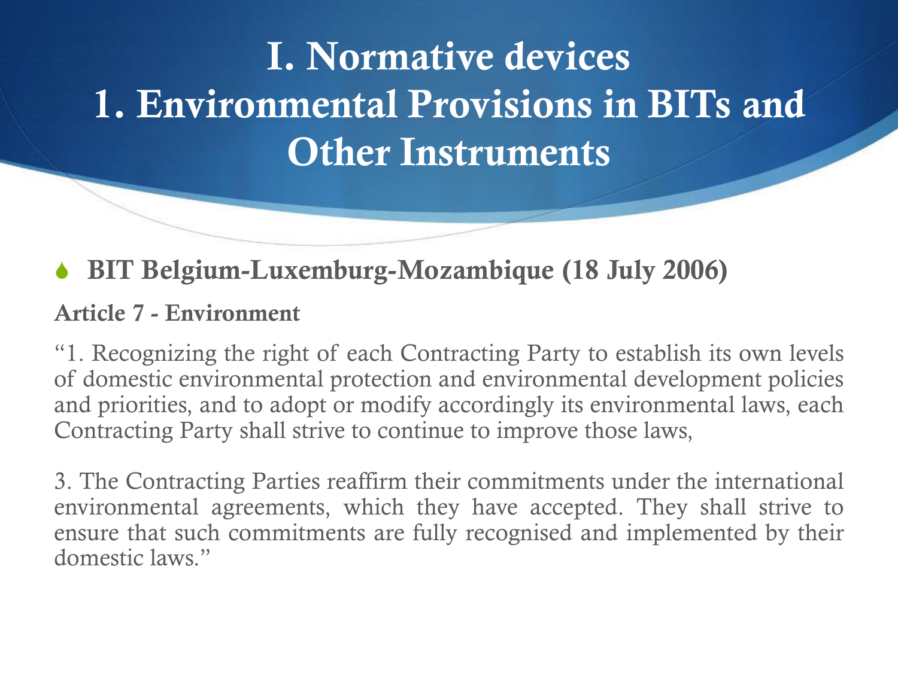# I. Normative devices
# 1. Environmental Provisions in BITs and Other Instruments

- **BIT Belgium-Luxemburg-Mozambique (18 July 2006)**

**Article 7 - Environment**

"1. Recognizing the right of each Contracting Party to establish its own levels of domestic environmental protection and environmental development policies and priorities, and to adopt or modify accordingly its environmental laws, each Contracting Party shall strive to continue to improve those laws,

3. The Contracting Parties reaffirm their commitments under the international environmental agreements, which they have accepted. They shall strive to ensure that such commitments are fully recognised and implemented by their domestic laws."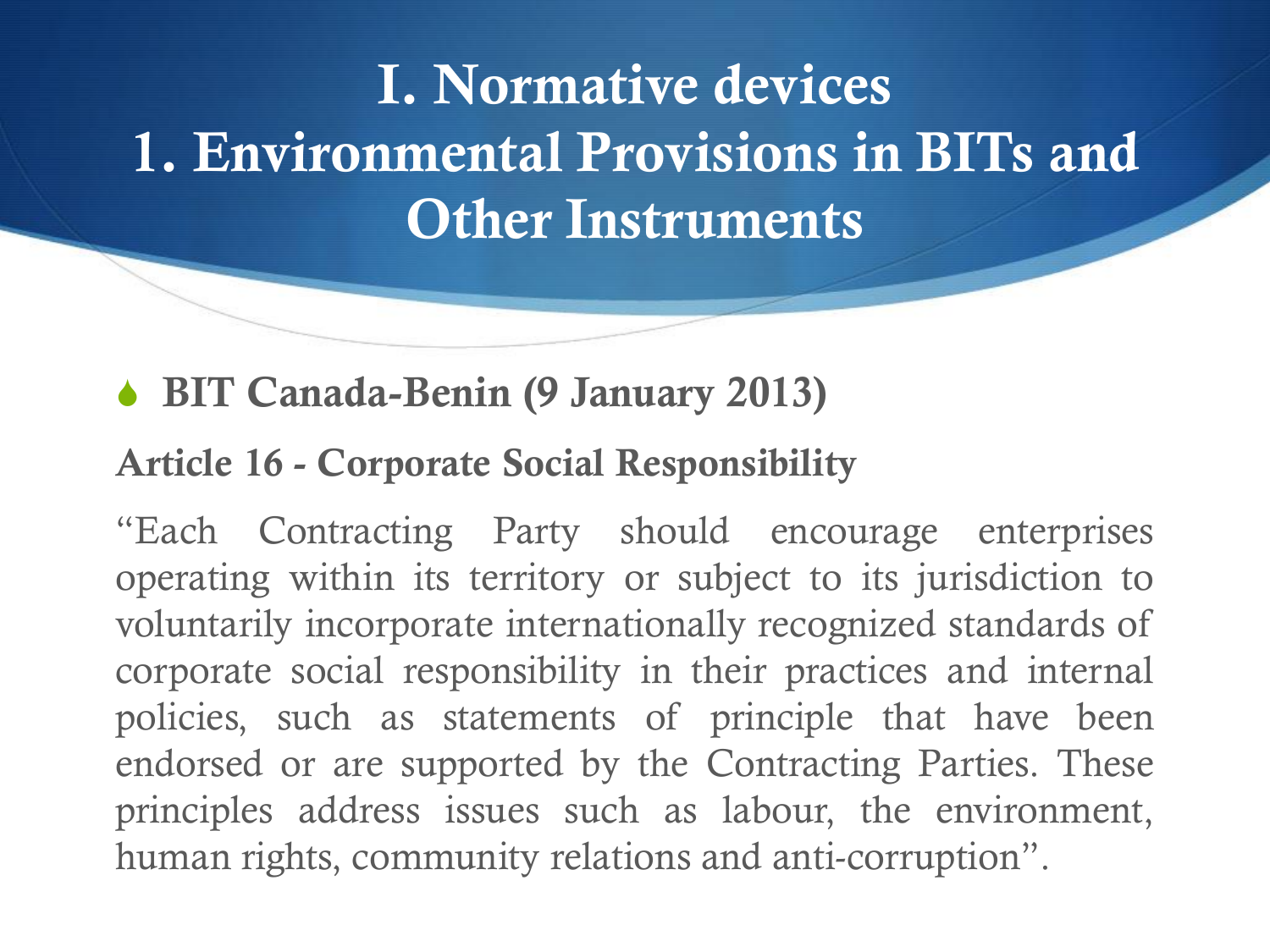# I. Normative devices
# 1. Environmental Provisions in BITs and Other Instruments

- **BIT Canada-Benin (9 January 2013)**

**Article 16 - Corporate Social Responsibility**

"Each Contracting Party should encourage enterprises operating within its territory or subject to its jurisdiction to voluntarily incorporate internationally recognized standards of corporate social responsibility in their practices and internal policies, such as statements of principle that have been endorsed or are supported by the Contracting Parties. These principles address issues such as labour, the environment, human rights, community relations and anti-corruption".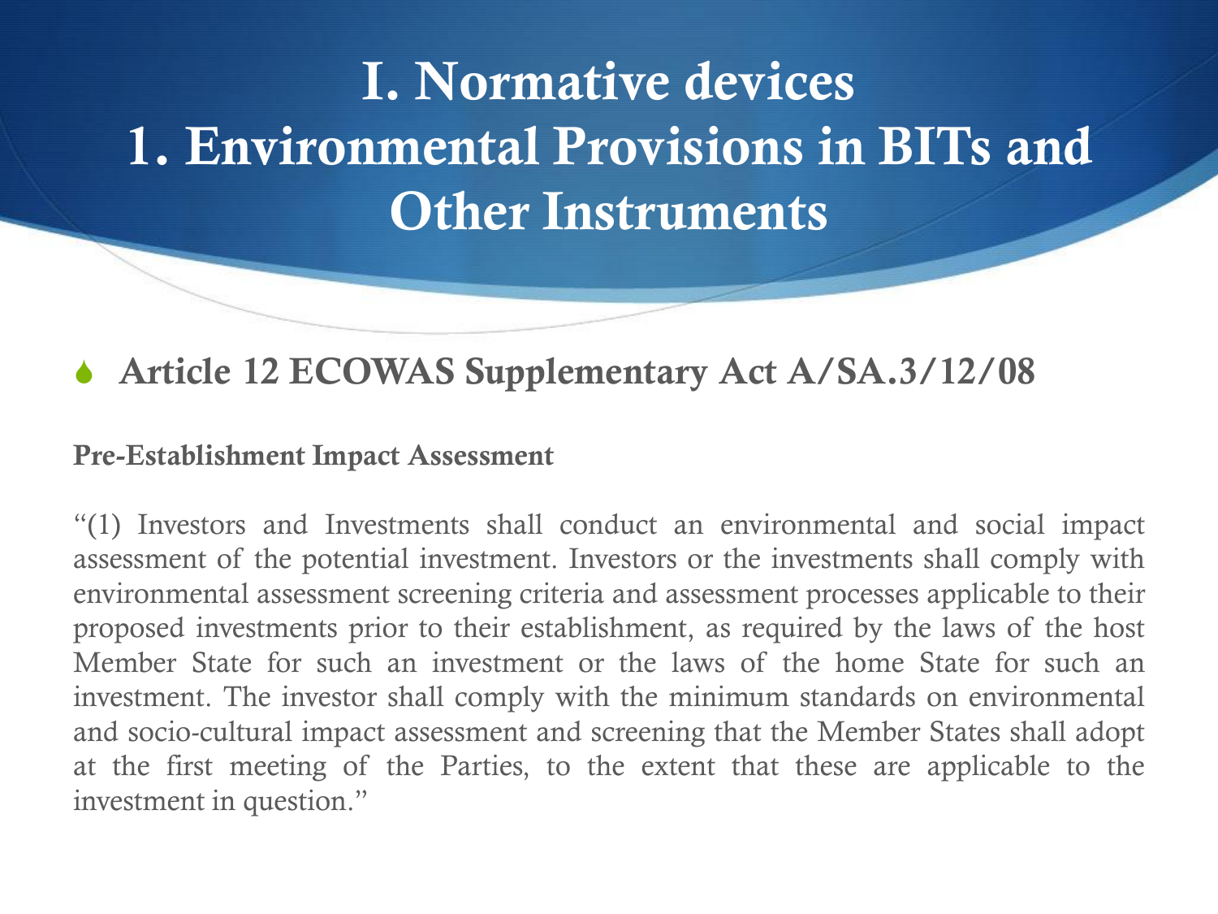# I. Normative devices
# 1. Environmental Provisions in BITs and Other Instruments

- **Article 12 ECOWAS Supplementary Act A/SA.3/12/08**

**Pre-Establishment Impact Assessment**

"(1) Investors and Investments shall conduct an environmental and social impact assessment of the potential investment. Investors or the investments shall comply with environmental assessment screening criteria and assessment processes applicable to their proposed investments prior to their establishment, as required by the laws of the host Member State for such an investment or the laws of the home State for such an investment. The investor shall comply with the minimum standards on environmental and socio-cultural impact assessment and screening that the Member States shall adopt at the first meeting of the Parties, to the extent that these are applicable to the investment in question."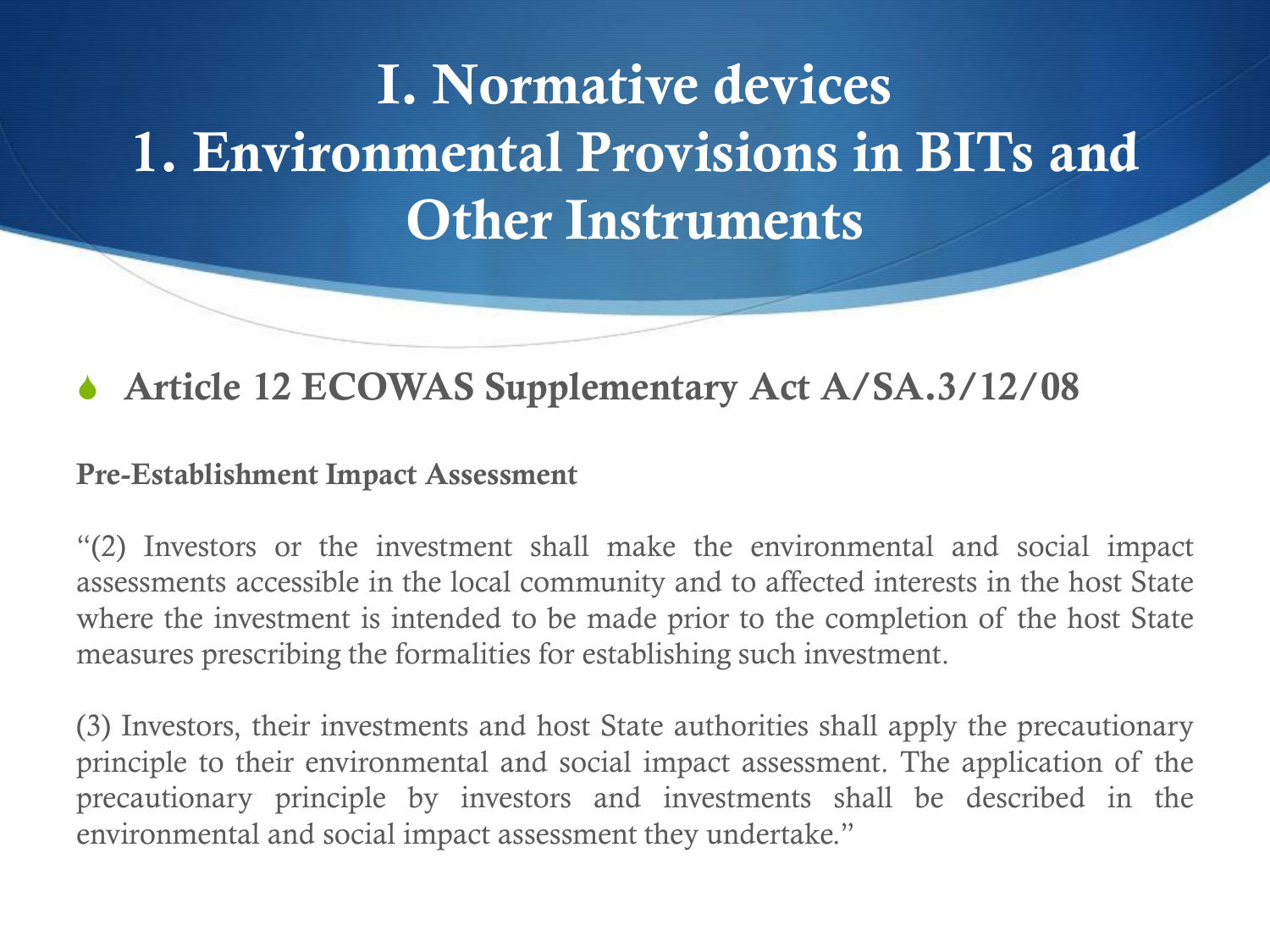# I. Normative devices
# 1. Environmental Provisions in BITs and Other Instruments

- **Article 12 ECOWAS Supplementary Act A/SA.3/12/08**

**Pre-Establishment Impact Assessment**

"(2) Investors or the investment shall make the environmental and social impact assessments accessible in the local community and to affected interests in the host State where the investment is intended to be made prior to the completion of the host State measures prescribing the formalities for establishing such investment.

(3) Investors, their investments and host State authorities shall apply the precautionary principle to their environmental and social impact assessment. The application of the precautionary principle by investors and investments shall be described in the environmental and social impact assessment they undertake."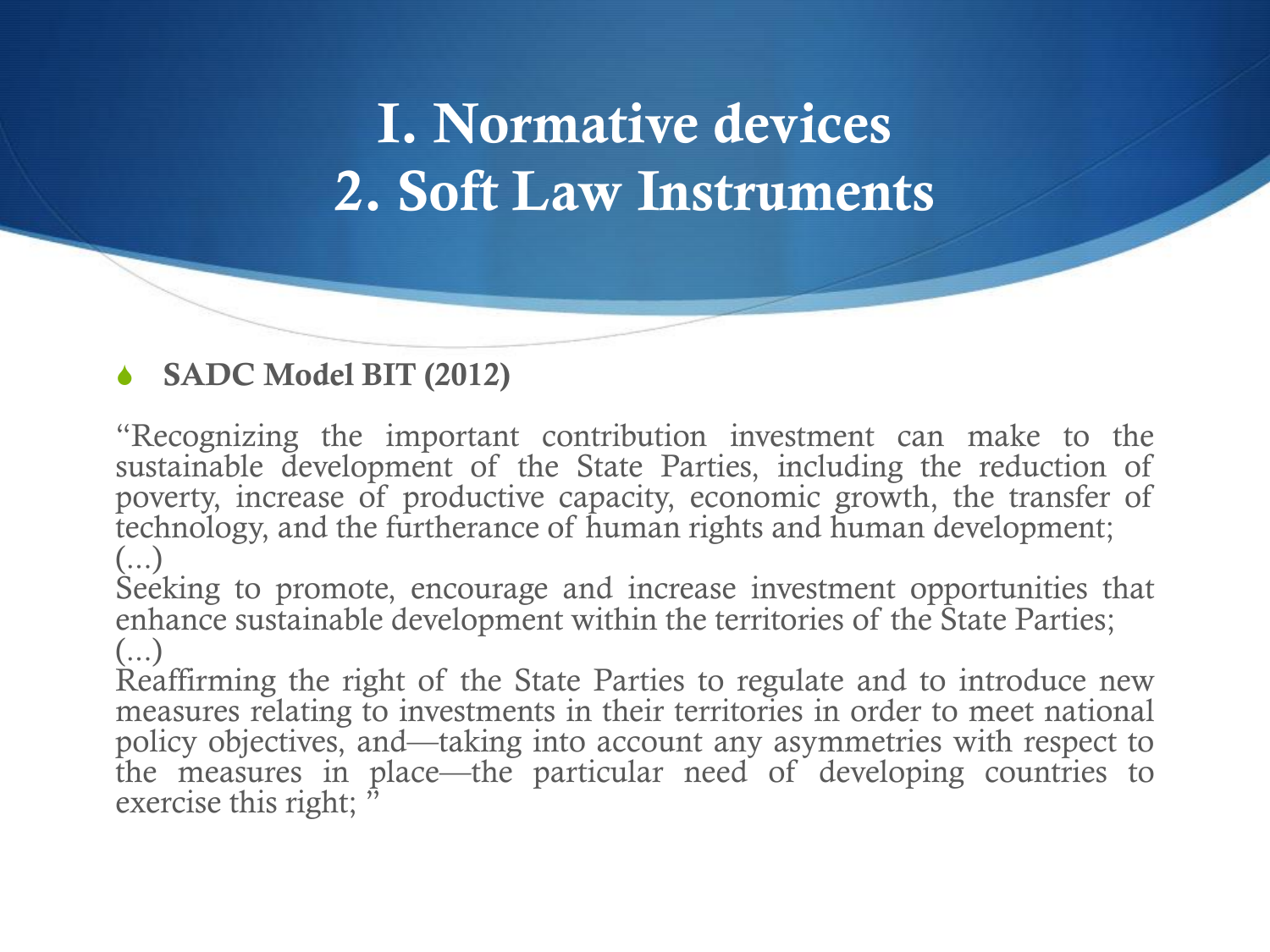# I. Normative devices
# 2. Soft Law Instruments

- **SADC Model BIT (2012)**

"Recognizing the important contribution investment can make to the sustainable development of the State Parties, including the reduction of poverty, increase of productive capacity, economic growth, the transfer of technology, and the furtherance of human rights and human development;
(...)
Seeking to promote, encourage and increase investment opportunities that enhance sustainable development within the territories of the State Parties;
(...)
Reaffirming the right of the State Parties to regulate and to introduce new measures relating to investments in their territories in order to meet national policy objectives, and—taking into account any asymmetries with respect to the measures in place—the particular need of developing countries to exercise this right; "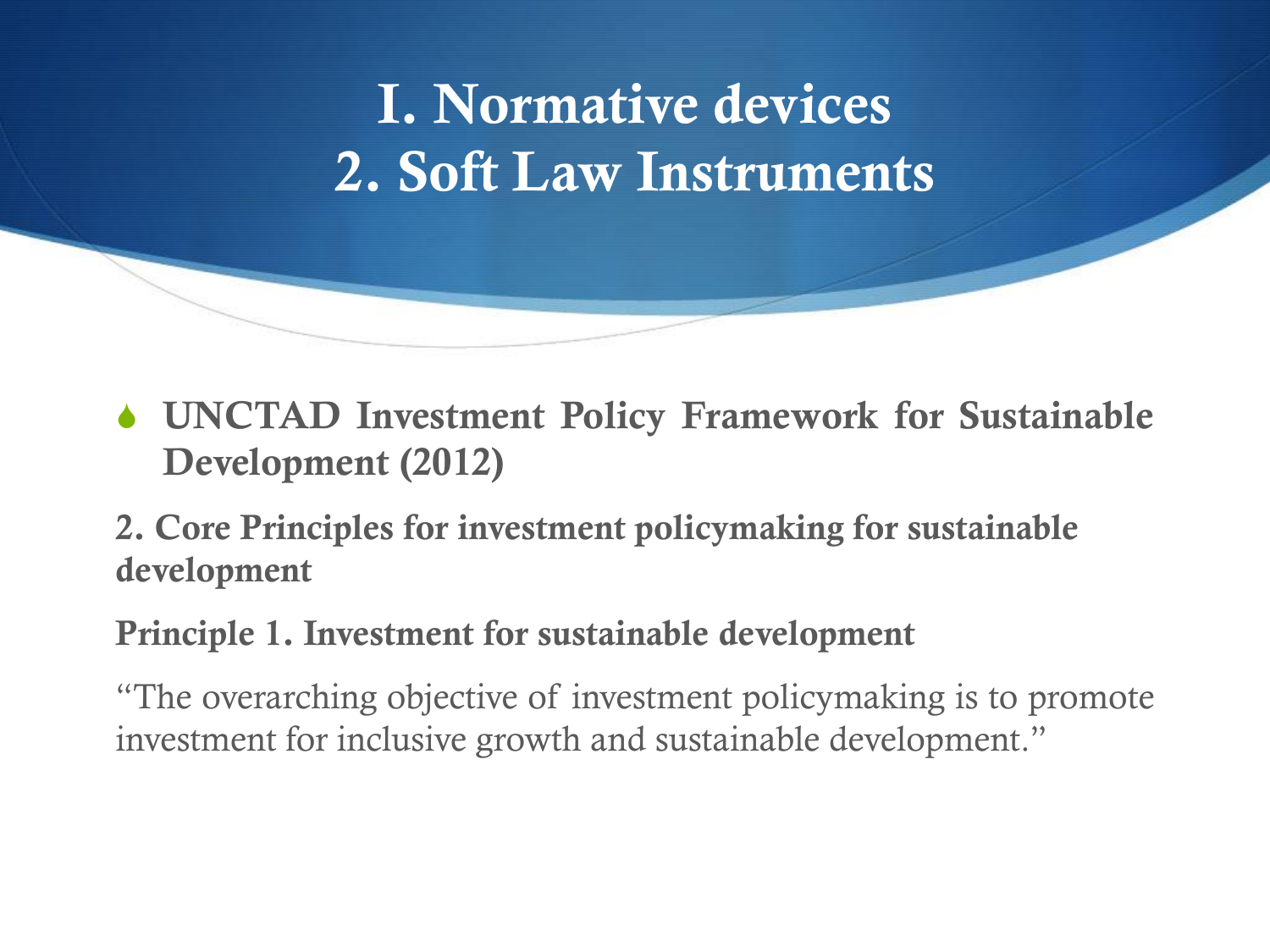# I. Normative devices
# 2. Soft Law Instruments

- **UNCTAD Investment Policy Framework for Sustainable Development (2012)**

**2. Core Principles for investment policymaking for sustainable development**

**Principle 1. Investment for sustainable development**

"The overarching objective of investment policymaking is to promote investment for inclusive growth and sustainable development."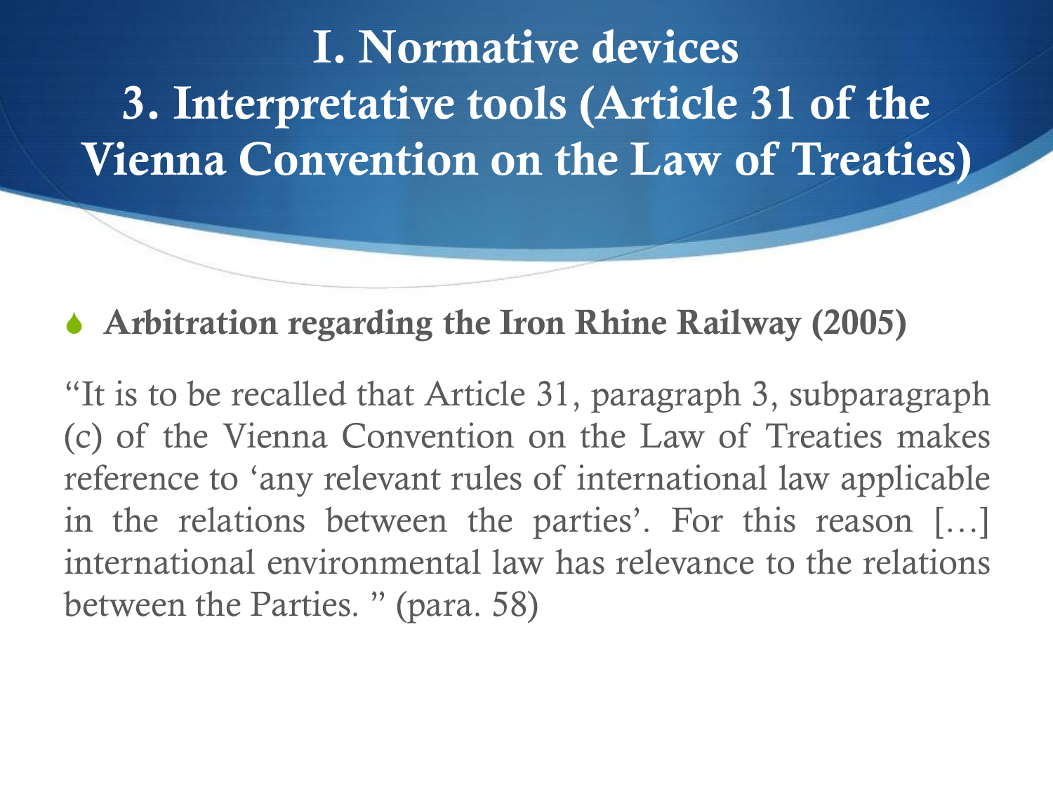# I. Normative devices
# 3. Interpretative tools (Article 31 of the Vienna Convention on the Law of Treaties)

- **Arbitration regarding the Iron Rhine Railway (2005)**

"It is to be recalled that Article 31, paragraph 3, subparagraph (c) of the Vienna Convention on the Law of Treaties makes reference to 'any relevant rules of international law applicable in the relations between the parties'. For this reason […] international environmental law has relevance to the relations between the Parties. " (para. 58)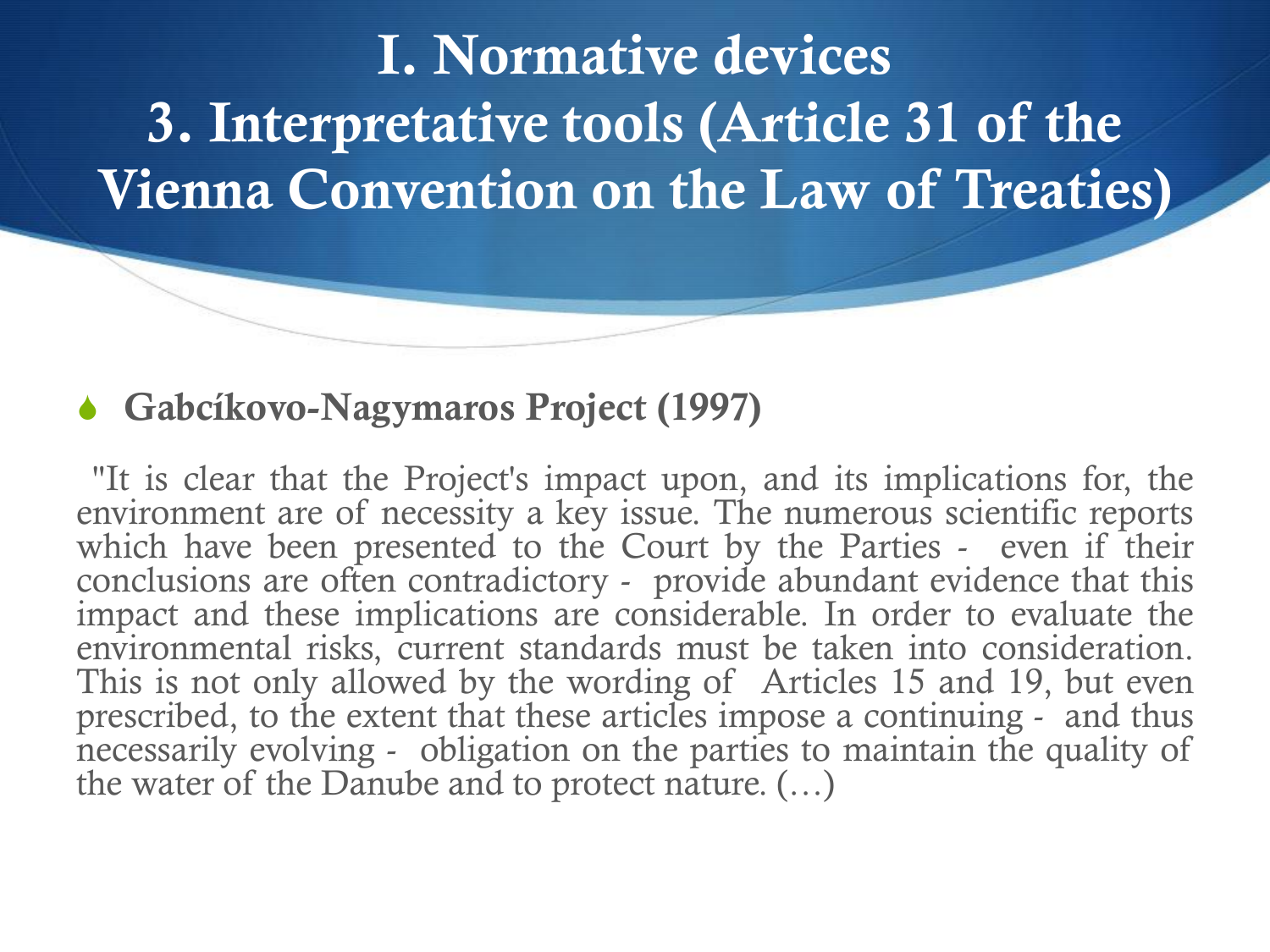# I. Normative devices
## 3. Interpretative tools (Article 31 of the Vienna Convention on the Law of Treaties)

- **Gabcíkovo-Nagymaros Project (1997)**

"It is clear that the Project's impact upon, and its implications for, the environment are of necessity a key issue. The numerous scientific reports which have been presented to the Court by the Parties - even if their conclusions are often contradictory - provide abundant evidence that this impact and these implications are considerable. In order to evaluate the environmental risks, current standards must be taken into consideration. This is not only allowed by the wording of Articles 15 and 19, but even prescribed, to the extent that these articles impose a continuing - and thus necessarily evolving - obligation on the parties to maintain the quality of the water of the Danube and to protect nature. (…)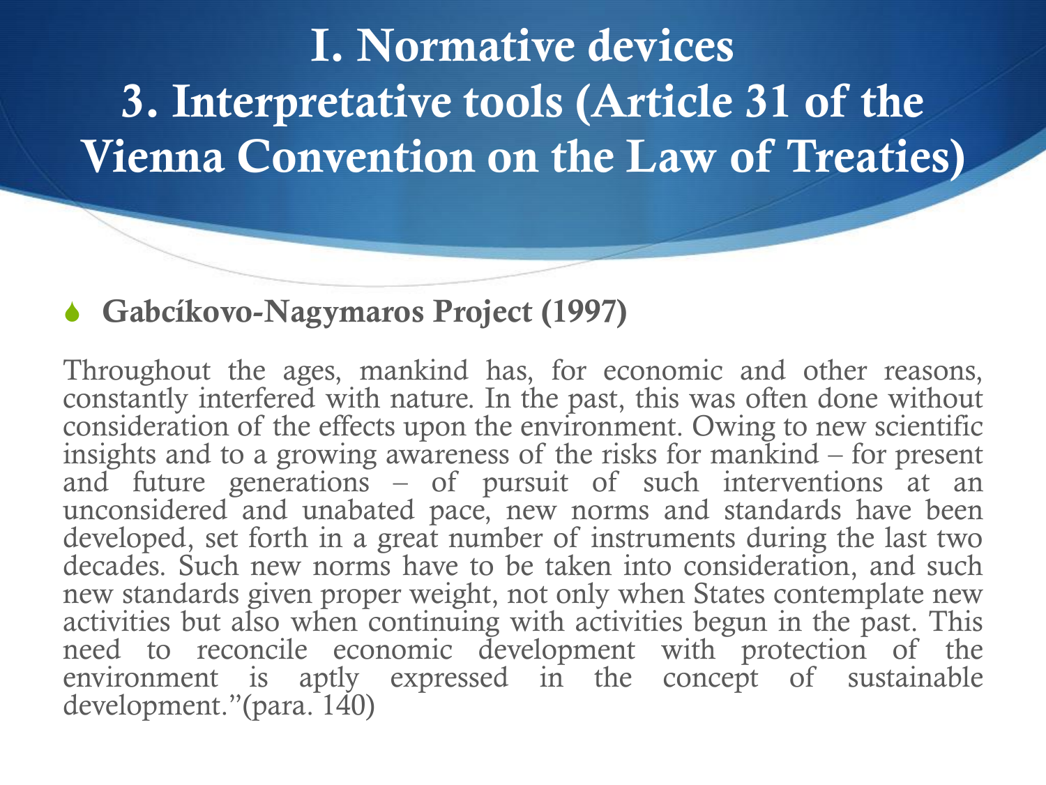# I. Normative devices
# 3. Interpretative tools (Article 31 of the Vienna Convention on the Law of Treaties)

- **Gabcíkovo-Nagymaros Project (1997)**

Throughout the ages, mankind has, for economic and other reasons, constantly interfered with nature. In the past, this was often done without consideration of the effects upon the environment. Owing to new scientific insights and to a growing awareness of the risks for mankind – for present and future generations – of pursuit of such interventions at an unconsidered and unabated pace, new norms and standards have been developed, set forth in a great number of instruments during the last two decades. Such new norms have to be taken into consideration, and such new standards given proper weight, not only when States contemplate new activities but also when continuing with activities begun in the past. This need to reconcile economic development with protection of the environment is aptly expressed in the concept of sustainable development."(para. 140)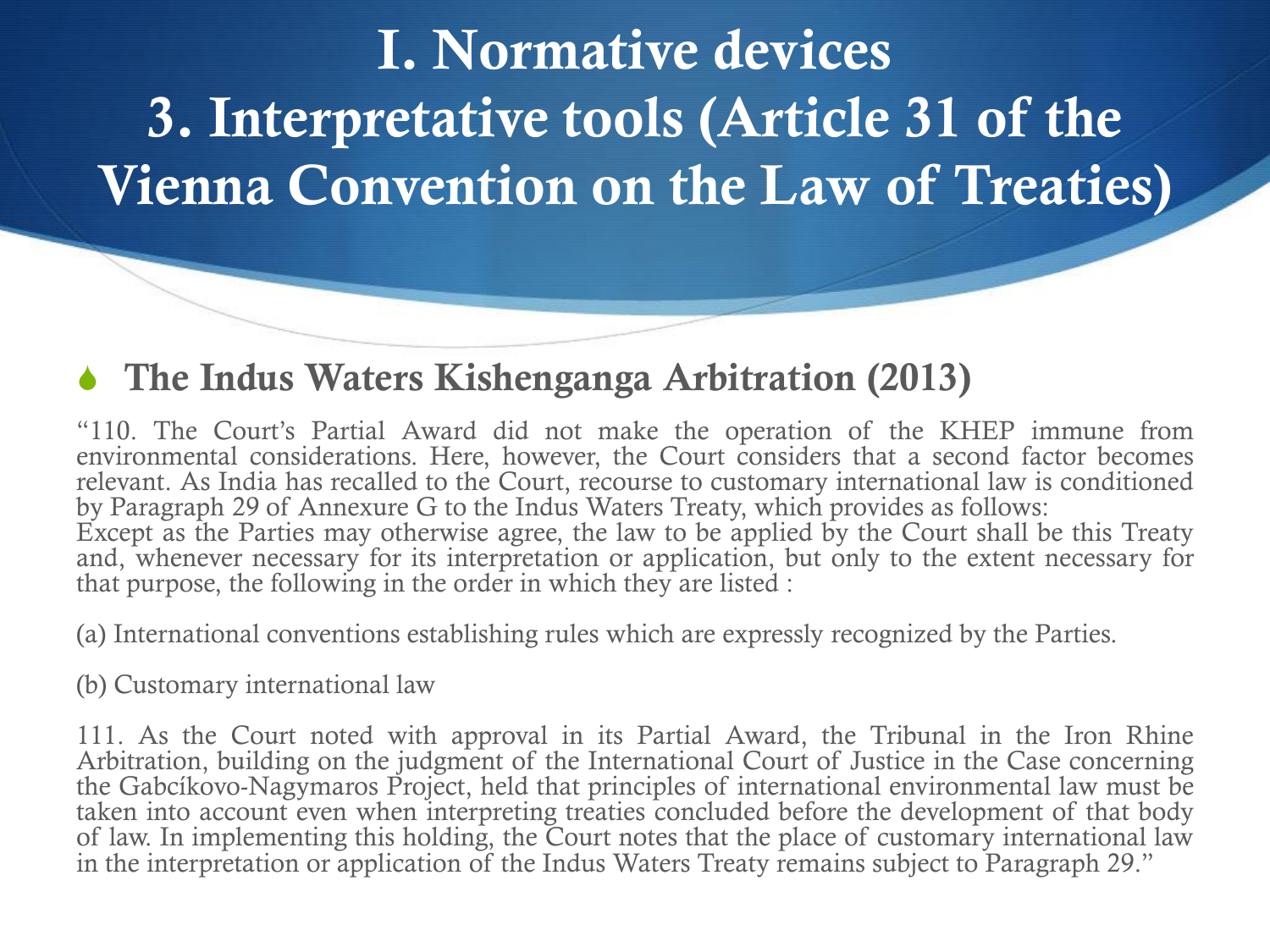# I. Normative devices
# 3. Interpretative tools (Article 31 of the Vienna Convention on the Law of Treaties)

- **The Indus Waters Kishenganga Arbitration (2013)**

"110. The Court's Partial Award did not make the operation of the KHEP immune from environmental considerations. Here, however, the Court considers that a second factor becomes relevant. As India has recalled to the Court, recourse to customary international law is conditioned by Paragraph 29 of Annexure G to the Indus Waters Treaty, which provides as follows:
Except as the Parties may otherwise agree, the law to be applied by the Court shall be this Treaty and, whenever necessary for its interpretation or application, but only to the extent necessary for that purpose, the following in the order in which they are listed :

(a) International conventions establishing rules which are expressly recognized by the Parties.

(b) Customary international law

111. As the Court noted with approval in its Partial Award, the Tribunal in the Iron Rhine Arbitration, building on the judgment of the International Court of Justice in the Case concerning the Gabcíkovo-Nagymaros Project, held that principles of international environmental law must be taken into account even when interpreting treaties concluded before the development of that body of law. In implementing this holding, the Court notes that the place of customary international law in the interpretation or application of the Indus Waters Treaty remains subject to Paragraph 29."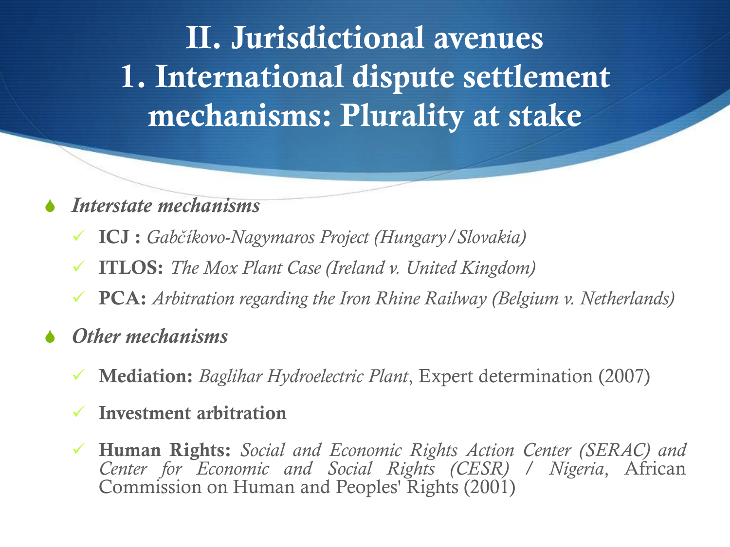# II. Jurisdictional avenues
# 1. International dispute settlement mechanisms: Plurality at stake

- ***Interstate mechanisms***
  - **ICJ :** *Gabčíkovo-Nagymaros Project (Hungary/Slovakia)*
  - **ITLOS:** *The Mox Plant Case (Ireland v. United Kingdom)*
  - **PCA:** *Arbitration regarding the Iron Rhine Railway (Belgium v. Netherlands)*
- ***Other mechanisms***
  - **Mediation:** *Baglihar Hydroelectric Plant*, Expert determination (2007)
  - **Investment arbitration**
  - **Human Rights:** *Social and Economic Rights Action Center (SERAC) and Center for Economic and Social Rights (CESR) / Nigeria*, African Commission on Human and Peoples' Rights (2001)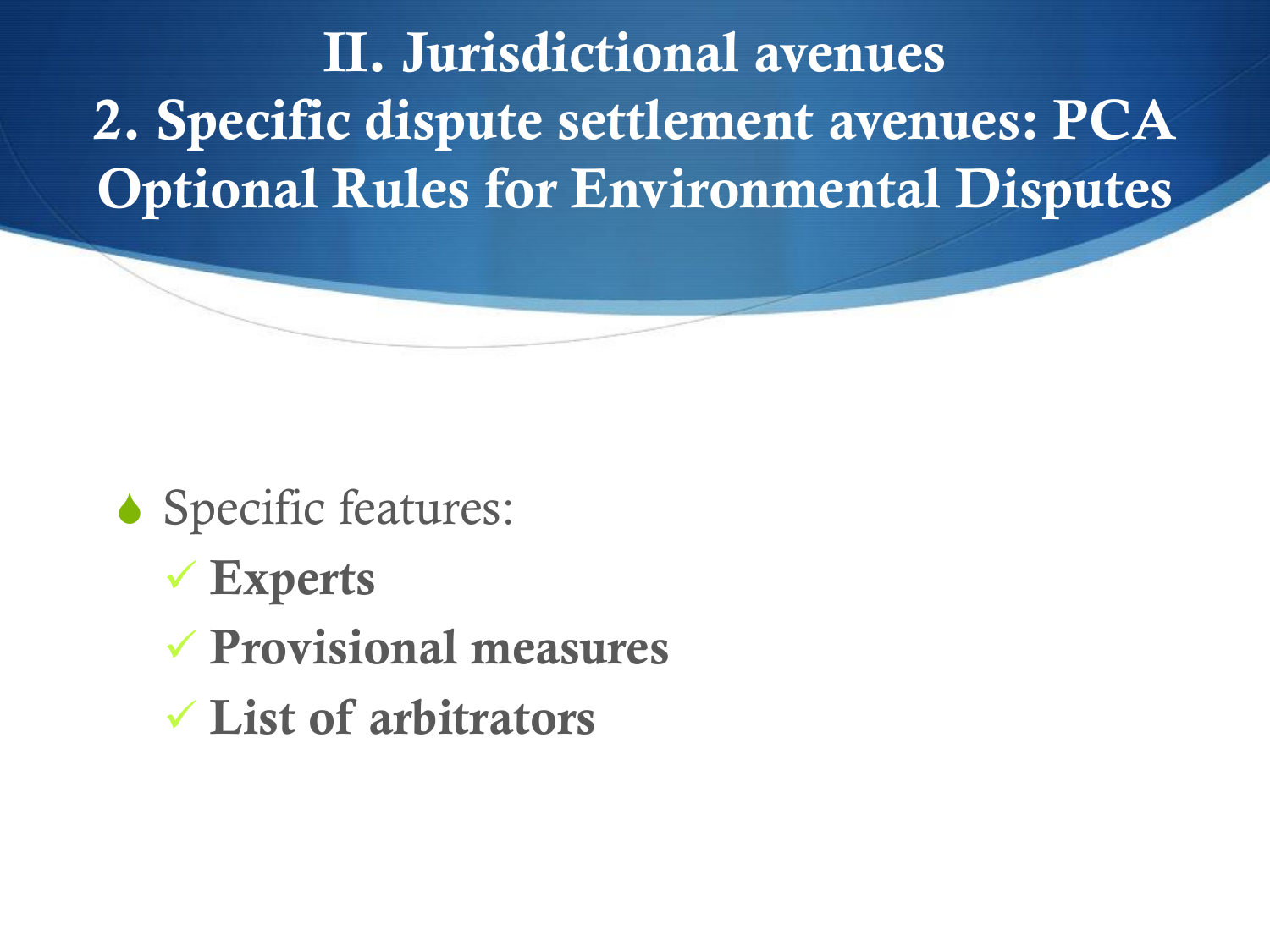# II. Jurisdictional avenues
# 2. Specific dispute settlement avenues: PCA Optional Rules for Environmental Disputes

- Specific features:
  - ✓ **Experts**
  - ✓ **Provisional measures**
  - ✓ **List of arbitrators**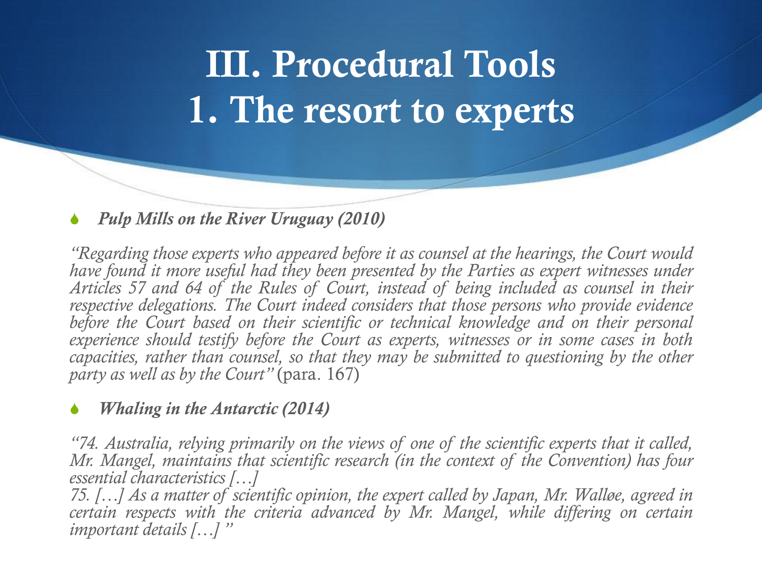# III. Procedural Tools
# 1. The resort to experts

- ***Pulp Mills on the River Uruguay (2010)***

*"Regarding those experts who appeared before it as counsel at the hearings, the Court would have found it more useful had they been presented by the Parties as expert witnesses under Articles 57 and 64 of the Rules of Court, instead of being included as counsel in their respective delegations. The Court indeed considers that those persons who provide evidence before the Court based on their scientific or technical knowledge and on their personal experience should testify before the Court as experts, witnesses or in some cases in both capacities, rather than counsel, so that they may be submitted to questioning by the other party as well as by the Court"* (para. 167)

- ***Whaling in the Antarctic (2014)***

*"74. Australia, relying primarily on the views of one of the scientific experts that it called, Mr. Mangel, maintains that scientific research (in the context of the Convention) has four essential characteristics […]*
*75. […] As a matter of scientific opinion, the expert called by Japan, Mr. Walløe, agreed in certain respects with the criteria advanced by Mr. Mangel, while differing on certain important details […] "*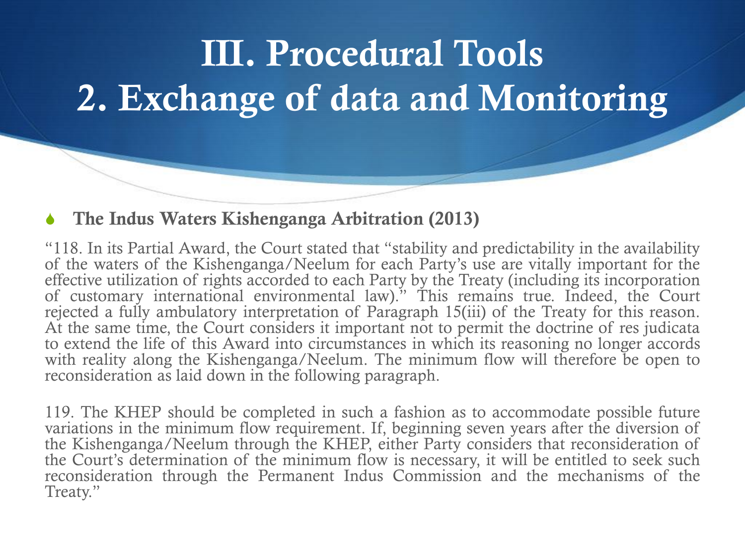# III. Procedural Tools
# 2. Exchange of data and Monitoring

- **The Indus Waters Kishenganga Arbitration (2013)**

"118. In its Partial Award, the Court stated that "stability and predictability in the availability of the waters of the Kishenganga/Neelum for each Party's use are vitally important for the effective utilization of rights accorded to each Party by the Treaty (including its incorporation of customary international environmental law)." This remains true. Indeed, the Court rejected a fully ambulatory interpretation of Paragraph 15(iii) of the Treaty for this reason. At the same time, the Court considers it important not to permit the doctrine of res judicata to extend the life of this Award into circumstances in which its reasoning no longer accords with reality along the Kishenganga/Neelum. The minimum flow will therefore be open to reconsideration as laid down in the following paragraph.

119. The KHEP should be completed in such a fashion as to accommodate possible future variations in the minimum flow requirement. If, beginning seven years after the diversion of the Kishenganga/Neelum through the KHEP, either Party considers that reconsideration of the Court's determination of the minimum flow is necessary, it will be entitled to seek such reconsideration through the Permanent Indus Commission and the mechanisms of the Treaty."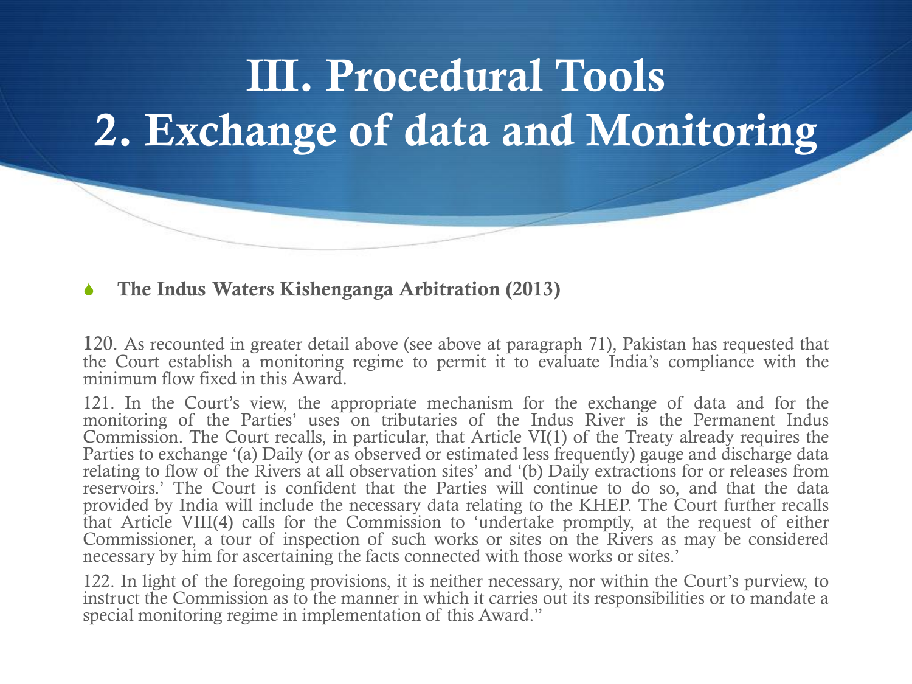# III. Procedural Tools
# 2. Exchange of data and Monitoring

- **The Indus Waters Kishenganga Arbitration (2013)**

120. As recounted in greater detail above (see above at paragraph 71), Pakistan has requested that the Court establish a monitoring regime to permit it to evaluate India's compliance with the minimum flow fixed in this Award.

121. In the Court's view, the appropriate mechanism for the exchange of data and for the monitoring of the Parties' uses on tributaries of the Indus River is the Permanent Indus Commission. The Court recalls, in particular, that Article VI(1) of the Treaty already requires the Parties to exchange '(a) Daily (or as observed or estimated less frequently) gauge and discharge data relating to flow of the Rivers at all observation sites' and '(b) Daily extractions for or releases from reservoirs.' The Court is confident that the Parties will continue to do so, and that the data provided by India will include the necessary data relating to the KHEP. The Court further recalls that Article VIII(4) calls for the Commission to 'undertake promptly, at the request of either Commissioner, a tour of inspection of such works or sites on the Rivers as may be considered necessary by him for ascertaining the facts connected with those works or sites.'

122. In light of the foregoing provisions, it is neither necessary, nor within the Court's purview, to instruct the Commission as to the manner in which it carries out its responsibilities or to mandate a special monitoring regime in implementation of this Award."